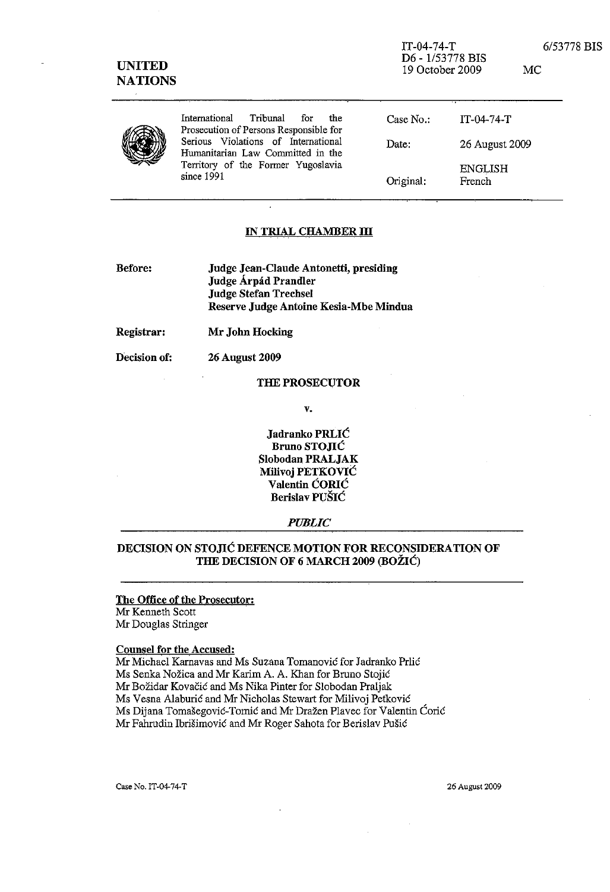IT-04-74-T
D6 - 1/53778 BIS
19 October 2009

6/53778 BIS

MC

UNITED NATIONS

International Tribunal for the Prosecution of Persons Responsible for Serious Violations of International Humanitarian Law Committed in the Territory of the Former Yugoslavia since 1991

| | |
|---|---|
| Case No.: | IT-04-74-T |
| Date: | 26 August 2009 |
| | ENGLISH |
| Original: | French |

**IN TRIAL CHAMBER III**

**Before:** **Judge Jean-Claude Antonetti, presiding**
**Judge Árpád Prandler**
**Judge Stefan Trechsel**
**Reserve Judge Antoine Kesia-Mbe Mindua**

**Registrar:** **Mr John Hocking**

**Decision of:** **26 August 2009**

**THE PROSECUTOR**

**v.**

**Jadranko PRLIĆ**
**Bruno STOJIĆ**
**Slobodan PRALJAK**
**Milivoj PETKOVIĆ**
**Valentin ĆORIĆ**
**Berislav PUŠIĆ**

***PUBLIC***

**DECISION ON STOJIĆ DEFENCE MOTION FOR RECONSIDERATION OF THE DECISION OF 6 MARCH 2009 (BOŽIĆ)**

**The Office of the Prosecutor:**
Mr Kenneth Scott
Mr Douglas Stringer

**Counsel for the Accused:**
Mr Michael Karnavas and Ms Suzana Tomanović for Jadranko Prlić
Ms Senka Nožica and Mr Karim A. A. Khan for Bruno Stojić
Mr Božidar Kovačić and Ms Nika Pinter for Slobodan Praljak
Ms Vesna Alaburić and Mr Nicholas Stewart for Milivoj Petković
Ms Dijana Tomašegović-Tomić and Mr Dražen Plavec for Valentin Ćorić
Mr Fahrudin Ibrišimović and Mr Roger Sahota for Berislav Pušić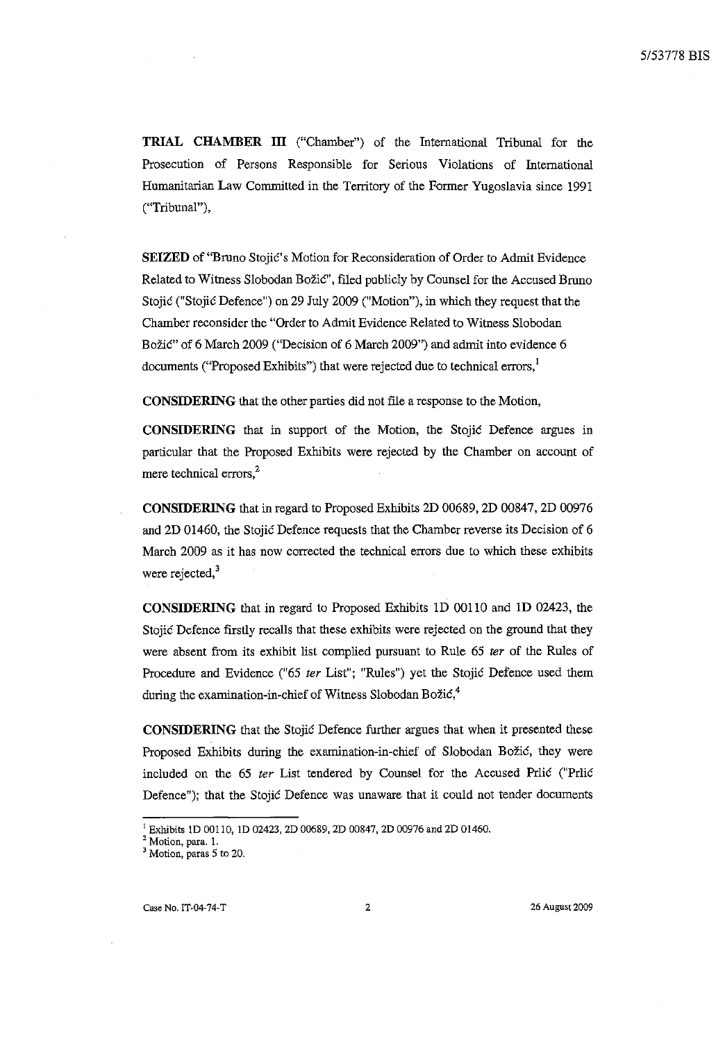**TRIAL CHAMBER III** ("Chamber") of the International Tribunal for the Prosecution of Persons Responsible for Serious Violations of International Humanitarian Law Committed in the Territory of the Former Yugoslavia since 1991 ("Tribunal"),

**SEIZED** of "Bruno Stojić's Motion for Reconsideration of Order to Admit Evidence Related to Witness Slobodan Božić", filed publicly by Counsel for the Accused Bruno Stojić ("Stojić Defence") on 29 July 2009 ("Motion"), in which they request that the Chamber reconsider the "Order to Admit Evidence Related to Witness Slobodan Božić" of 6 March 2009 ("Decision of 6 March 2009") and admit into evidence 6 documents ("Proposed Exhibits") that were rejected due to technical errors,[1]

**CONSIDERING** that the other parties did not file a response to the Motion,

**CONSIDERING** that in support of the Motion, the Stojić Defence argues in particular that the Proposed Exhibits were rejected by the Chamber on account of mere technical errors,[2]

**CONSIDERING** that in regard to Proposed Exhibits 2D 00689, 2D 00847, 2D 00976 and 2D 01460, the Stojić Defence requests that the Chamber reverse its Decision of 6 March 2009 as it has now corrected the technical errors due to which these exhibits were rejected,[3]

**CONSIDERING** that in regard to Proposed Exhibits 1D 00110 and 1D 02423, the Stojić Defence firstly recalls that these exhibits were rejected on the ground that they were absent from its exhibit list complied pursuant to Rule 65 *ter* of the Rules of Procedure and Evidence ("65 *ter* List"; "Rules") yet the Stojić Defence used them during the examination-in-chief of Witness Slobodan Božić,[4]

**CONSIDERING** that the Stojić Defence further argues that when it presented these Proposed Exhibits during the examination-in-chief of Slobodan Božić, they were included on the 65 *ter* List tendered by Counsel for the Accused Prlić ("Prlić Defence"); that the Stojić Defence was unaware that it could not tender documents

---

[1] Exhibits 1D 00110, 1D 02423, 2D 00689, 2D 00847, 2D 00976 and 2D 01460.

[2] Motion, para. 1.

[3] Motion, paras 5 to 20.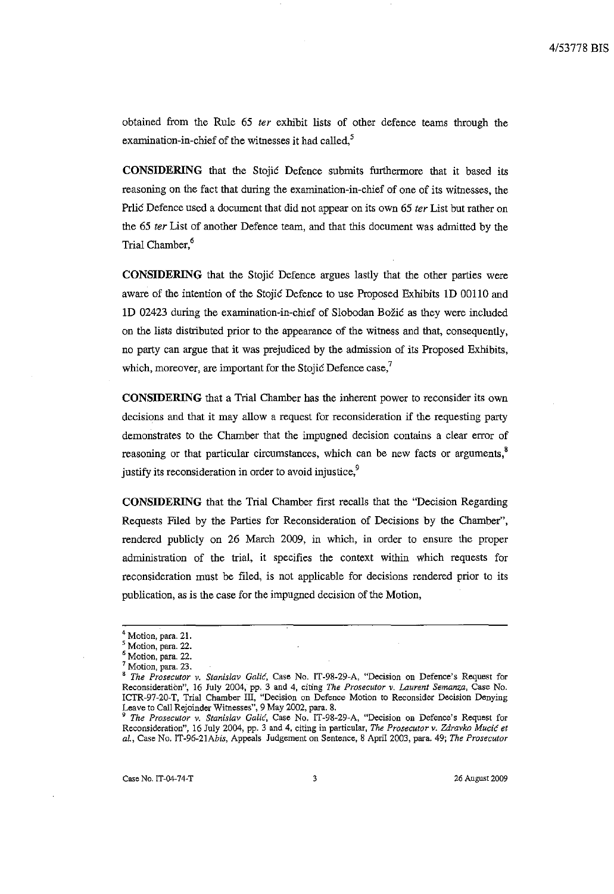obtained from the Rule 65 *ter* exhibit lists of other defence teams through the examination-in-chief of the witnesses it had called,[5]

**CONSIDERING** that the Stojić Defence submits furthermore that it based its reasoning on the fact that during the examination-in-chief of one of its witnesses, the Prlić Defence used a document that did not appear on its own 65 *ter* List but rather on the 65 *ter* List of another Defence team, and that this document was admitted by the Trial Chamber,[6]

**CONSIDERING** that the Stojić Defence argues lastly that the other parties were aware of the intention of the Stojić Defence to use Proposed Exhibits 1D 00110 and 1D 02423 during the examination-in-chief of Slobodan Božić as they were included on the lists distributed prior to the appearance of the witness and that, consequently, no party can argue that it was prejudiced by the admission of its Proposed Exhibits, which, moreover, are important for the Stojić Defence case,[7]

**CONSIDERING** that a Trial Chamber has the inherent power to reconsider its own decisions and that it may allow a request for reconsideration if the requesting party demonstrates to the Chamber that the impugned decision contains a clear error of reasoning or that particular circumstances, which can be new facts or arguments,[8] justify its reconsideration in order to avoid injustice,[9]

**CONSIDERING** that the Trial Chamber first recalls that the "Decision Regarding Requests Filed by the Parties for Reconsideration of Decisions by the Chamber", rendered publicly on 26 March 2009, in which, in order to ensure the proper administration of the trial, it specifies the context within which requests for reconsideration must be filed, is not applicable for decisions rendered prior to its publication, as is the case for the impugned decision of the Motion,

---

[4] Motion, para. 21.

[5] Motion, para. 22.

[6] Motion, para. 22.

[7] Motion, para. 23.

[8] *The Prosecutor v. Stanislav Galić*, Case No. IT-98-29-A, "Decision on Defence's Request for Reconsideration", 16 July 2004, pp. 3 and 4, citing *The Prosecutor v. Laurent Semanza*, Case No. ICTR-97-20-T, Trial Chamber III, "Decision on Defence Motion to Reconsider Decision Denying Leave to Call Rejoinder Witnesses", 9 May 2002, para. 8.

[9] *The Prosecutor v. Stanislav Galić*, Case No. IT-98-29-A, "Decision on Defence's Request for Reconsideration", 16 July 2004, pp. 3 and 4, citing in particular, *The Prosecutor v. Zdravko Mucić et al.*, Case No. IT-96-21*Abis*, Appeals Judgement on Sentence, 8 April 2003, para. 49; *The Prosecutor*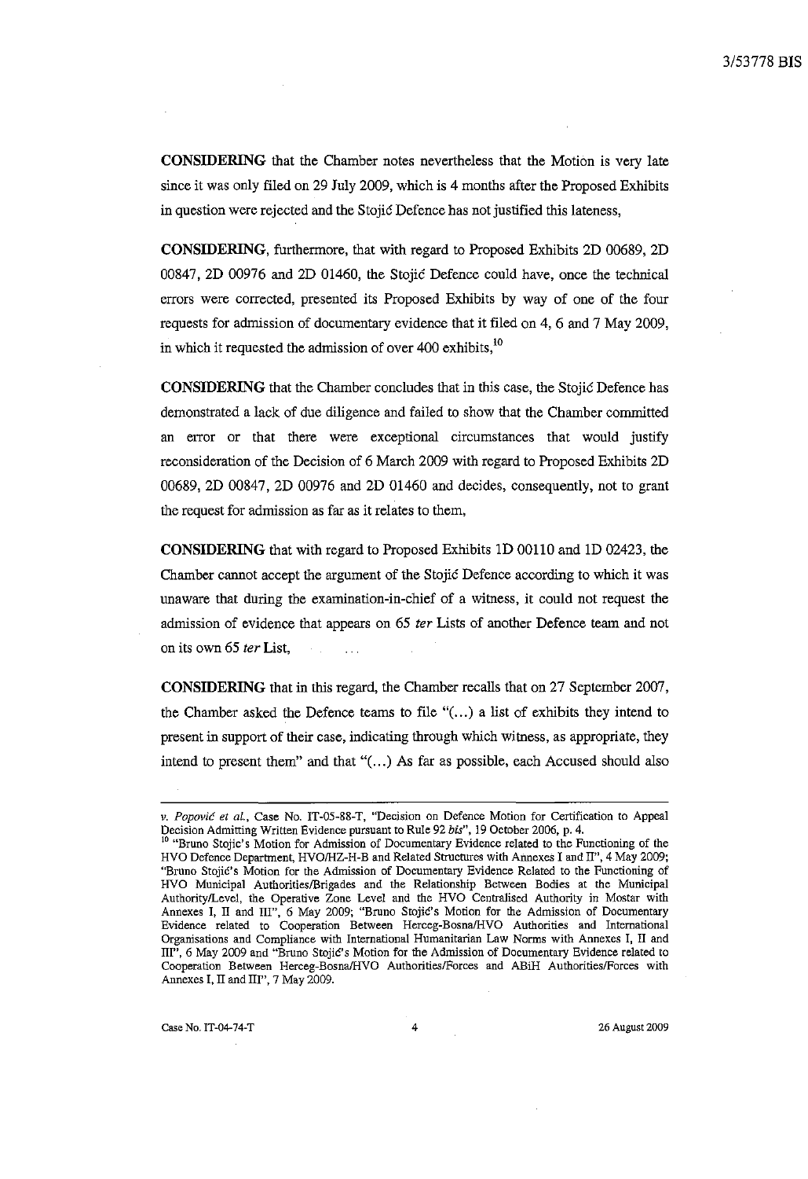**CONSIDERING** that the Chamber notes nevertheless that the Motion is very late since it was only filed on 29 July 2009, which is 4 months after the Proposed Exhibits in question were rejected and the Stojić Defence has not justified this lateness,

**CONSIDERING**, furthermore, that with regard to Proposed Exhibits 2D 00689, 2D 00847, 2D 00976 and 2D 01460, the Stojić Defence could have, once the technical errors were corrected, presented its Proposed Exhibits by way of one of the four requests for admission of documentary evidence that it filed on 4, 6 and 7 May 2009, in which it requested the admission of over 400 exhibits,[10]

**CONSIDERING** that the Chamber concludes that in this case, the Stojić Defence has demonstrated a lack of due diligence and failed to show that the Chamber committed an error or that there were exceptional circumstances that would justify reconsideration of the Decision of 6 March 2009 with regard to Proposed Exhibits 2D 00689, 2D 00847, 2D 00976 and 2D 01460 and decides, consequently, not to grant the request for admission as far as it relates to them,

**CONSIDERING** that with regard to Proposed Exhibits 1D 00110 and 1D 02423, the Chamber cannot accept the argument of the Stojić Defence according to which it was unaware that during the examination-in-chief of a witness, it could not request the admission of evidence that appears on 65 *ter* Lists of another Defence team and not on its own 65 *ter* List,

**CONSIDERING** that in this regard, the Chamber recalls that on 27 September 2007, the Chamber asked the Defence teams to file "(...) a list of exhibits they intend to present in support of their case, indicating through which witness, as appropriate, they intend to present them" and that "(...) As far as possible, each Accused should also

---

*v. Popović et al.*, Case No. IT-05-88-T, "Decision on Defence Motion for Certification to Appeal Decision Admitting Written Evidence pursuant to Rule 92 *bis*", 19 October 2006, p. 4.

[10] "Bruno Stojic's Motion for Admission of Documentary Evidence related to the Functioning of the HVO Defence Department, HVO/HZ-H-B and Related Structures with Annexes I and II", 4 May 2009; "Bruno Stojić's Motion for the Admission of Documentary Evidence Related to the Functioning of HVO Municipal Authorities/Brigades and the Relationship Between Bodies at the Municipal Authority/Level, the Operative Zone Level and the HVO Centralised Authority in Mostar with Annexes I, II and III", 6 May 2009; "Bruno Stojić's Motion for the Admission of Documentary Evidence related to Cooperation Between Herceg-Bosna/HVO Authorities and International Organisations and Compliance with International Humanitarian Law Norms with Annexes I, II and III", 6 May 2009 and "Bruno Stojić's Motion for the Admission of Documentary Evidence related to Cooperation Between Herceg-Bosna/HVO Authorities/Forces and ABiH Authorities/Forces with Annexes I, II and III", 7 May 2009.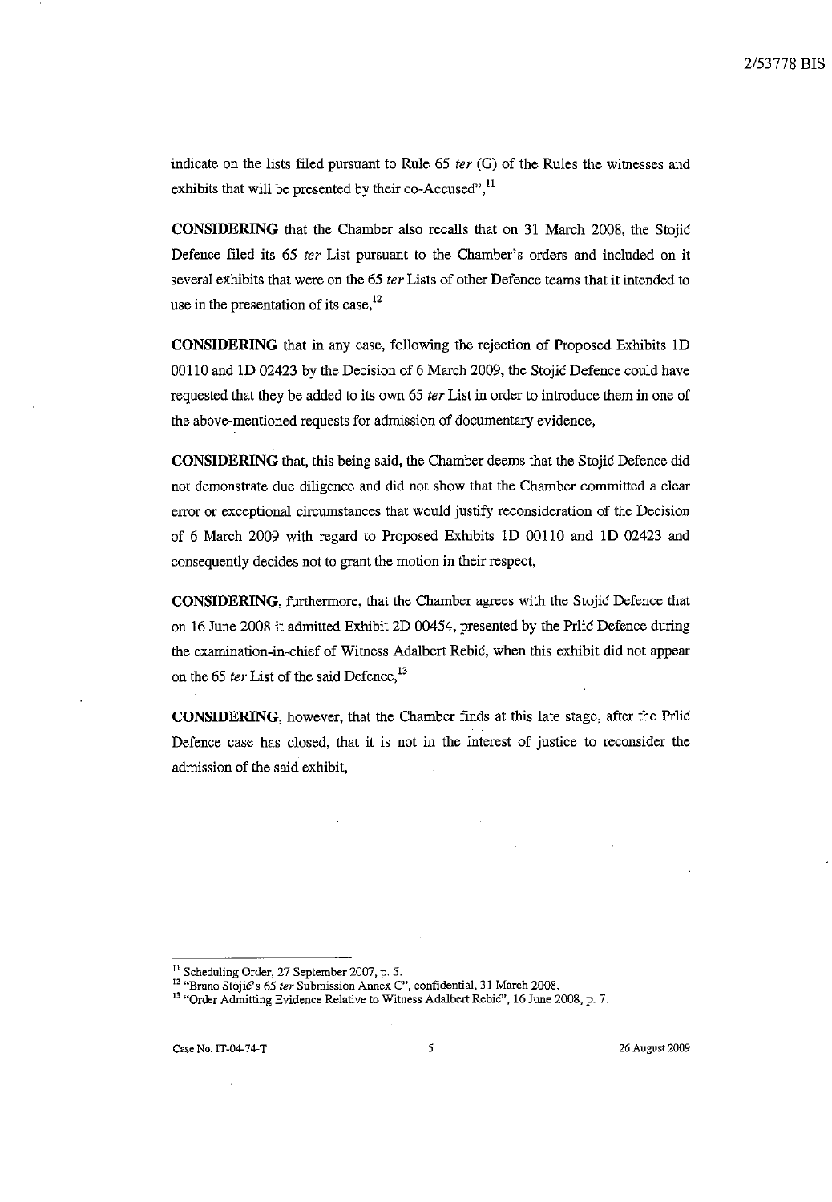indicate on the lists filed pursuant to Rule 65 *ter* (G) of the Rules the witnesses and exhibits that will be presented by their co-Accused",[11]

**CONSIDERING** that the Chamber also recalls that on 31 March 2008, the Stojić Defence filed its 65 *ter* List pursuant to the Chamber's orders and included on it several exhibits that were on the 65 *ter* Lists of other Defence teams that it intended to use in the presentation of its case,[12]

**CONSIDERING** that in any case, following the rejection of Proposed Exhibits 1D 00110 and 1D 02423 by the Decision of 6 March 2009, the Stojić Defence could have requested that they be added to its own 65 *ter* List in order to introduce them in one of the above-mentioned requests for admission of documentary evidence,

**CONSIDERING** that, this being said, the Chamber deems that the Stojić Defence did not demonstrate due diligence and did not show that the Chamber committed a clear error or exceptional circumstances that would justify reconsideration of the Decision of 6 March 2009 with regard to Proposed Exhibits 1D 00110 and 1D 02423 and consequently decides not to grant the motion in their respect,

**CONSIDERING**, furthermore, that the Chamber agrees with the Stojić Defence that on 16 June 2008 it admitted Exhibit 2D 00454, presented by the Prlić Defence during the examination-in-chief of Witness Adalbert Rebić, when this exhibit did not appear on the 65 *ter* List of the said Defence,[13]

**CONSIDERING**, however, that the Chamber finds at this late stage, after the Prlić Defence case has closed, that it is not in the interest of justice to reconsider the admission of the said exhibit,

---

[11] Scheduling Order, 27 September 2007, p. 5.

[12] "Bruno Stojić's 65 *ter* Submission Annex C", confidential, 31 March 2008.

[13] "Order Admitting Evidence Relative to Witness Adalbert Rebić", 16 June 2008, p. 7.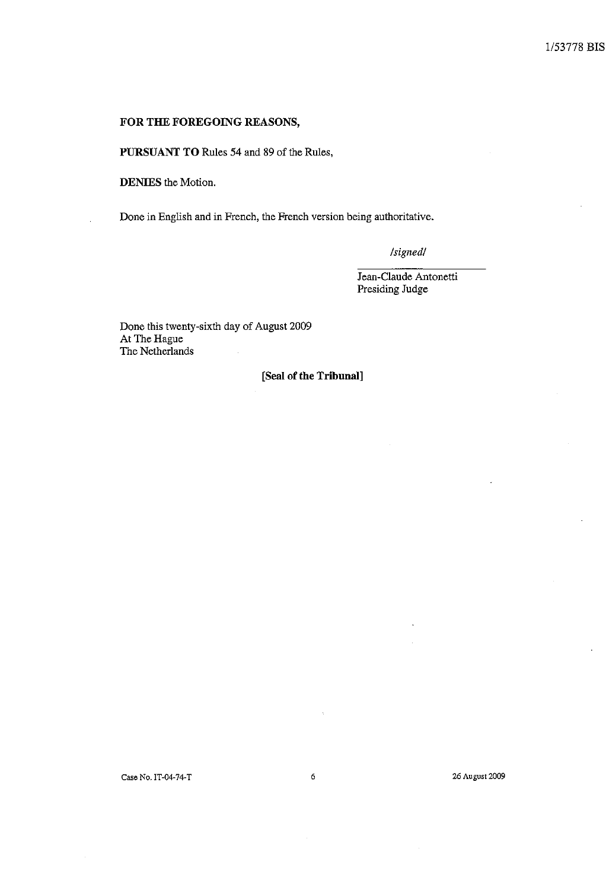**FOR THE FOREGOING REASONS,**

**PURSUANT TO** Rules 54 and 89 of the Rules,

**DENIES** the Motion.

Done in English and in French, the French version being authoritative.

*/signed/*

Jean-Claude Antonetti
Presiding Judge

Done this twenty-sixth day of August 2009
At The Hague
The Netherlands

**[Seal of the Tribunal]**